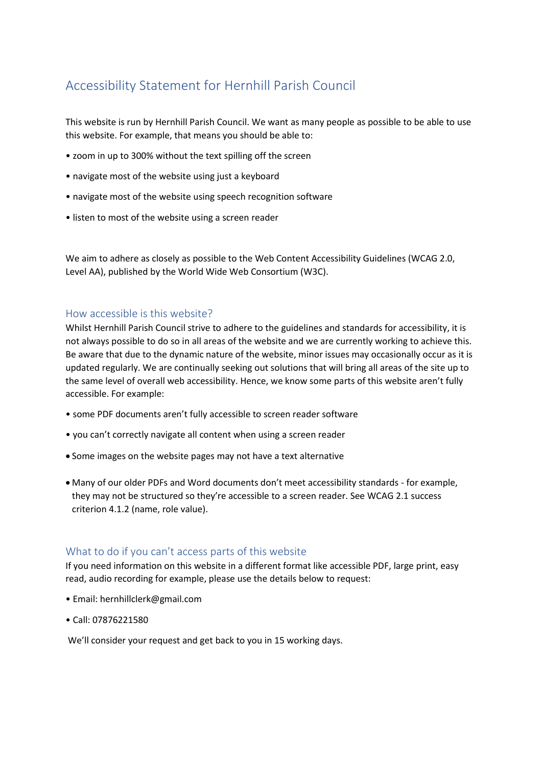# Accessibility Statement for Hernhill Parish Council

This website is run by Hernhill Parish Council. We want as many people as possible to be able to use this website. For example, that means you should be able to:

- zoom in up to 300% without the text spilling off the screen
- navigate most of the website using just a keyboard
- navigate most of the website using speech recognition software
- listen to most of the website using a screen reader

We aim to adhere as closely as possible to the Web Content Accessibility Guidelines (WCAG 2.0, Level AA), published by the World Wide Web Consortium (W3C).

## How accessible is this website?

Whilst Hernhill Parish Council strive to adhere to the guidelines and standards for accessibility, it is not always possible to do so in all areas of the website and we are currently working to achieve this. Be aware that due to the dynamic nature of the website, minor issues may occasionally occur as it is updated regularly. We are continually seeking out solutions that will bring all areas of the site up to the same level of overall web accessibility. Hence, we know some parts of this website aren't fully accessible. For example:

- some PDF documents aren't fully accessible to screen reader software
- you can't correctly navigate all content when using a screen reader
- Some images on the website pages may not have a text alternative
- Many of our older PDFs and Word documents don't meet accessibility standards - for example, they may not be structured so they're accessible to a screen reader. See WCAG 2.1 success criterion 4.1.2 (name, role value).

## What to do if you can't access parts of this website

If you need information on this website in a different format like accessible PDF, large print, easy read, audio recording for example, please use the details below to request:

- Email: hernhillclerk@gmail.com
- Call: 07876221580

We'll consider your request and get back to you in 15 working days.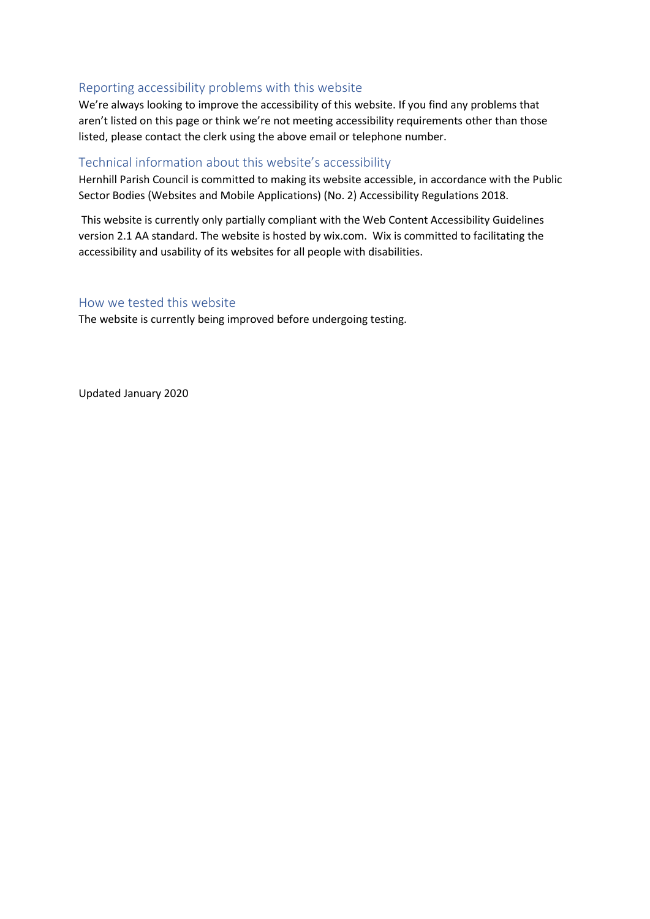## Reporting accessibility problems with this website

We're always looking to improve the accessibility of this website. If you find any problems that aren't listed on this page or think we're not meeting accessibility requirements other than those listed, please contact the clerk using the above email or telephone number.

## Technical information about this website's accessibility

Hernhill Parish Council is committed to making its website accessible, in accordance with the Public Sector Bodies (Websites and Mobile Applications) (No. 2) Accessibility Regulations 2018.

This website is currently only partially compliant with the Web Content Accessibility Guidelines version 2.1 AA standard. The website is hosted by wix.com. Wix is committed to facilitating the accessibility and usability of its websites for all people with disabilities.

## How we tested this website

The website is currently being improved before undergoing testing.

Updated January 2020